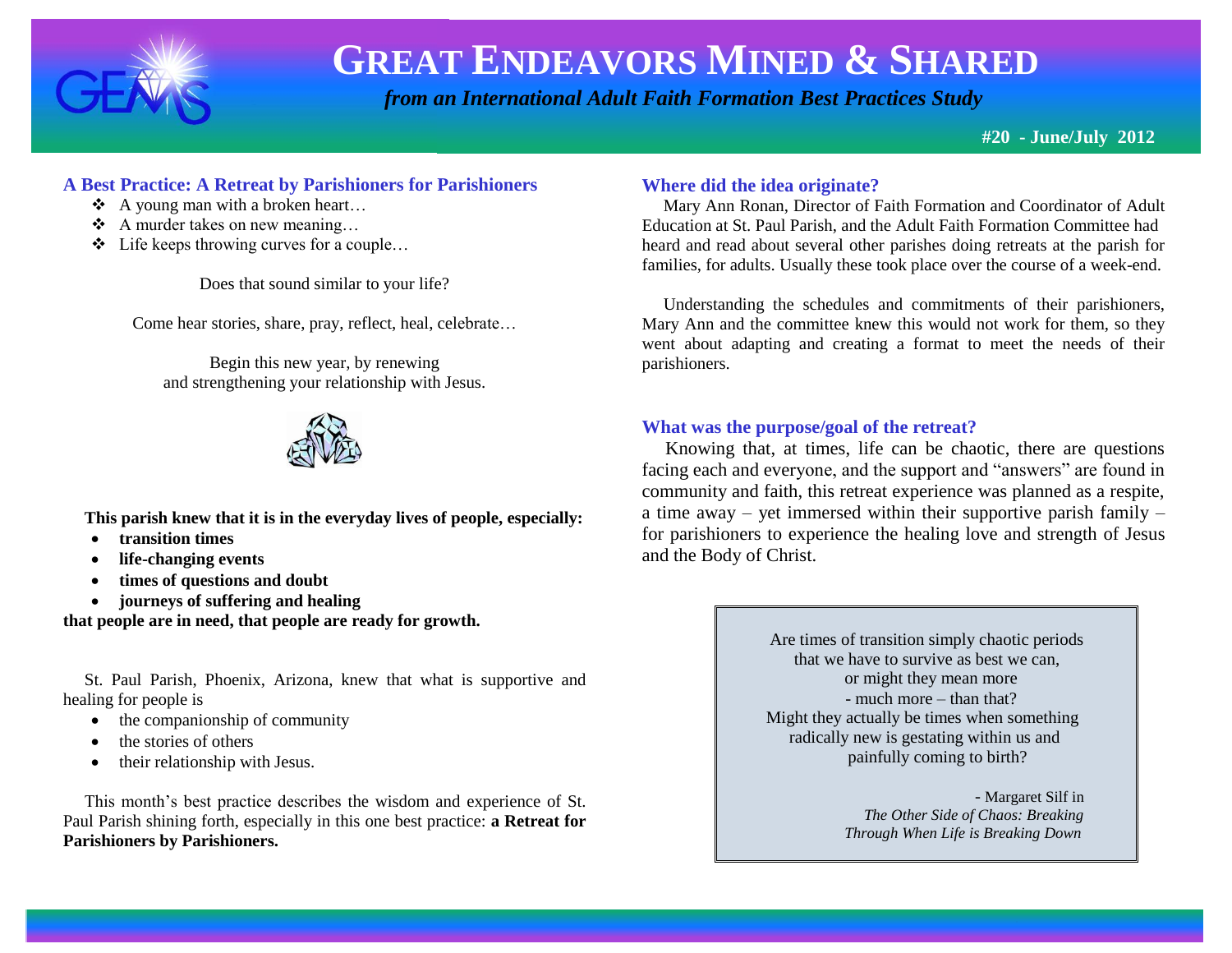# GREAT ENDEAVORS MINED & SHARED

*from an International Adult Faith Formation Best Practices Study*

**#20 - June/July 2012**

## A Best Practice: A Retreat by Parishioners for Parishioners

- A young man with a broken heart…
- A murder takes on new meaning…
- Life keeps throwing curves for a couple…

Does that sound similar to your life?

Come hear stories, share, pray, reflect, heal, celebrate…

Begin this new year, by renewing and strengthening your relationship with Jesus.

**This parish knew that it is in the everyday lives of people, especially:**

- **transition times**
- **life-changing events**
- **times of questions and doubt**
- **journeys of suffering and healing**

**that people are in need, that people are ready for growth.**

St. Paul Parish, Phoenix, Arizona, knew that what is supportive and healing for people is

- the companionship of community
- the stories of others
- their relationship with Jesus.

This month's best practice describes the wisdom and experience of St. Paul Parish shining forth, especially in this one best practice: **a Retreat for Parishioners by Parishioners.**

### Where did the idea originate?

Mary Ann Ronan, Director of Faith Formation and Coordinator of Adult Education at St. Paul Parish, and the Adult Faith Formation Committee had heard and read about several other parishes doing retreats at the parish for families, for adults. Usually these took place over the course of a week-end.

Understanding the schedules and commitments of their parishioners, Mary Ann and the committee knew this would not work for them, so they went about adapting and creating a format to meet the needs of their parishioners.

### What was the purpose/goal of the retreat?

Knowing that, at times, life can be chaotic, there are questions facing each and everyone, and the support and "answers" are found in community and faith, this retreat experience was planned as a respite, a time away – yet immersed within their supportive parish family – for parishioners to experience the healing love and strength of Jesus and the Body of Christ.

> Are times of transition simply chaotic periods that we have to survive as best we can, or might they mean more - much more – than that? Might they actually be times when something radically new is gestating within us and painfully coming to birth?
>
> - Margaret Silf in *The Other Side of Chaos: Breaking Through When Life is Breaking Down*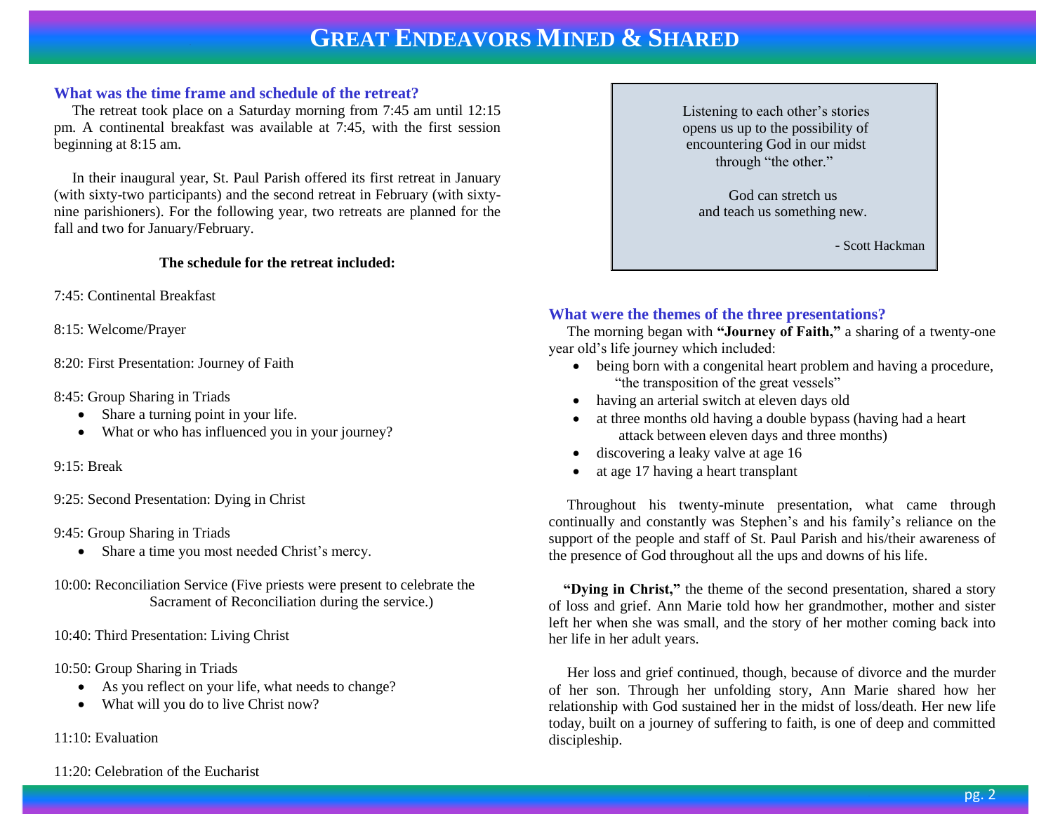## What was the time frame and schedule of the retreat?

The retreat took place on a Saturday morning from 7:45 am until 12:15 pm. A continental breakfast was available at 7:45, with the first session beginning at 8:15 am.

In their inaugural year, St. Paul Parish offered its first retreat in January (with sixty-two participants) and the second retreat in February (with sixty-nine parishioners). For the following year, two retreats are planned for the fall and two for January/February.

**The schedule for the retreat included:**

7:45: Continental Breakfast

8:15: Welcome/Prayer

8:20: First Presentation: Journey of Faith

8:45: Group Sharing in Triads
- Share a turning point in your life.
- What or who has influenced you in your journey?

9:15: Break

9:25: Second Presentation: Dying in Christ

9:45: Group Sharing in Triads
- Share a time you most needed Christ's mercy.

10:00: Reconciliation Service (Five priests were present to celebrate the Sacrament of Reconciliation during the service.)

10:40: Third Presentation: Living Christ

10:50: Group Sharing in Triads
- As you reflect on your life, what needs to change?
- What will you do to live Christ now?

11:10: Evaluation

11:20: Celebration of the Eucharist

> Listening to each other's stories opens us up to the possibility of encountering God in our midst through "the other."
>
> God can stretch us and teach us something new.
>
> - Scott Hackman

## What were the themes of the three presentations?

The morning began with **"Journey of Faith,"** a sharing of a twenty-one year old's life journey which included:

- being born with a congenital heart problem and having a procedure, "the transposition of the great vessels"
- having an arterial switch at eleven days old
- at three months old having a double bypass (having had a heart attack between eleven days and three months)
- discovering a leaky valve at age 16
- at age 17 having a heart transplant

Throughout his twenty-minute presentation, what came through continually and constantly was Stephen's and his family's reliance on the support of the people and staff of St. Paul Parish and his/their awareness of the presence of God throughout all the ups and downs of his life.

**"Dying in Christ,"** the theme of the second presentation, shared a story of loss and grief. Ann Marie told how her grandmother, mother and sister left her when she was small, and the story of her mother coming back into her life in her adult years.

Her loss and grief continued, though, because of divorce and the murder of her son. Through her unfolding story, Ann Marie shared how her relationship with God sustained her in the midst of loss/death. Her new life today, built on a journey of suffering to faith, is one of deep and committed discipleship.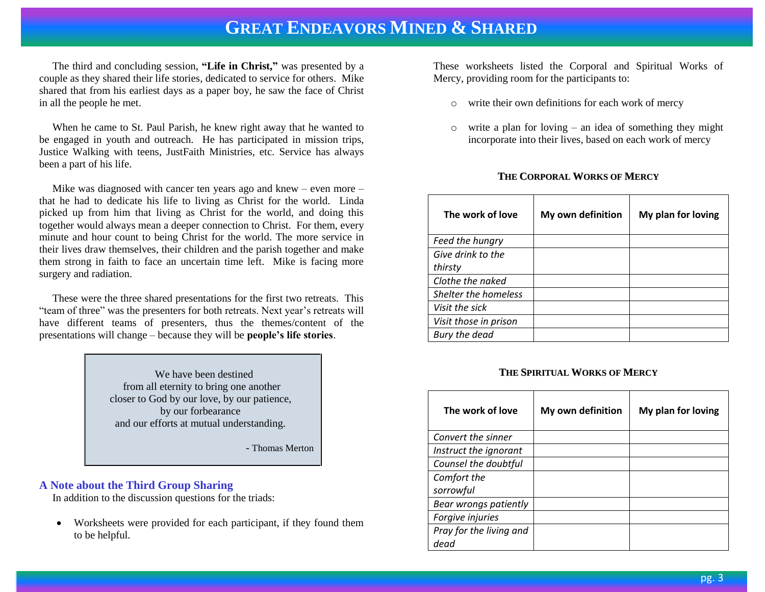The third and concluding session, **"Life in Christ,"** was presented by a couple as they shared their life stories, dedicated to service for others. Mike shared that from his earliest days as a paper boy, he saw the face of Christ in all the people he met.

When he came to St. Paul Parish, he knew right away that he wanted to be engaged in youth and outreach. He has participated in mission trips, Justice Walking with teens, JustFaith Ministries, etc. Service has always been a part of his life.

Mike was diagnosed with cancer ten years ago and knew – even more – that he had to dedicate his life to living as Christ for the world. Linda picked up from him that living as Christ for the world, and doing this together would always mean a deeper connection to Christ. For them, every minute and hour count to being Christ for the world. The more service in their lives draw themselves, their children and the parish together and make them strong in faith to face an uncertain time left. Mike is facing more surgery and radiation.

These were the three shared presentations for the first two retreats. This "team of three" was the presenters for both retreats. Next year's retreats will have different teams of presenters, thus the themes/content of the presentations will change – because they will be **people's life stories**.

> We have been destined
> from all eternity to bring one another
> closer to God by our love, by our patience,
> by our forbearance
> and our efforts at mutual understanding.
>
> - Thomas Merton

### A Note about the Third Group Sharing

In addition to the discussion questions for the triads:

- Worksheets were provided for each participant, if they found them to be helpful.

These worksheets listed the Corporal and Spiritual Works of Mercy, providing room for the participants to:

- write their own definitions for each work of mercy
- write a plan for loving – an idea of something they might incorporate into their lives, based on each work of mercy

**THE CORPORAL WORKS OF MERCY**

| The work of love | My own definition | My plan for loving |
|---|---|---|
| *Feed the hungry* | | |
| *Give drink to the thirsty* | | |
| *Clothe the naked* | | |
| *Shelter the homeless* | | |
| *Visit the sick* | | |
| *Visit those in prison* | | |
| *Bury the dead* | | |

**THE SPIRITUAL WORKS OF MERCY**

| The work of love | My own definition | My plan for loving |
|---|---|---|
| *Convert the sinner* | | |
| *Instruct the ignorant* | | |
| *Counsel the doubtful* | | |
| *Comfort the sorrowful* | | |
| *Bear wrongs patiently* | | |
| *Forgive injuries* | | |
| *Pray for the living and dead* | | |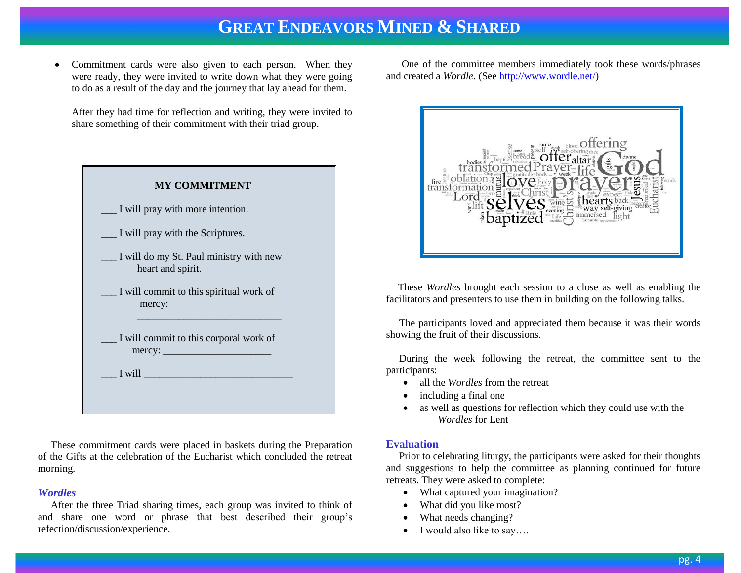- Commitment cards were also given to each person. When they were ready, they were invited to write down what they were going to do as a result of the day and the journey that lay ahead for them.

  After they had time for reflection and writing, they were invited to share something of their commitment with their triad group.

**MY COMMITMENT**

___ I will pray with more intention.

___ I will pray with the Scriptures.

___ I will do my St. Paul ministry with new heart and spirit.

___ I will commit to this spiritual work of mercy: ___________________________

___ I will commit to this corporal work of mercy: _____________________

___ I will _____________________________

These commitment cards were placed in baskets during the Preparation of the Gifts at the celebration of the Eucharist which concluded the retreat morning.

### *Wordles*

After the three Triad sharing times, each group was invited to think of and share one word or phrase that best described their group's refection/discussion/experience.

One of the committee members immediately took these words/phrases and created a *Wordle*. (See http://www.wordle.net/)

These *Wordles* brought each session to a close as well as enabling the facilitators and presenters to use them in building on the following talks.

The participants loved and appreciated them because it was their words showing the fruit of their discussions.

During the week following the retreat, the committee sent to the participants:

- all the *Wordles* from the retreat
- including a final one
- as well as questions for reflection which they could use with the *Wordles* for Lent

### Evaluation

Prior to celebrating liturgy, the participants were asked for their thoughts and suggestions to help the committee as planning continued for future retreats. They were asked to complete:

- What captured your imagination?
- What did you like most?
- What needs changing?
- I would also like to say….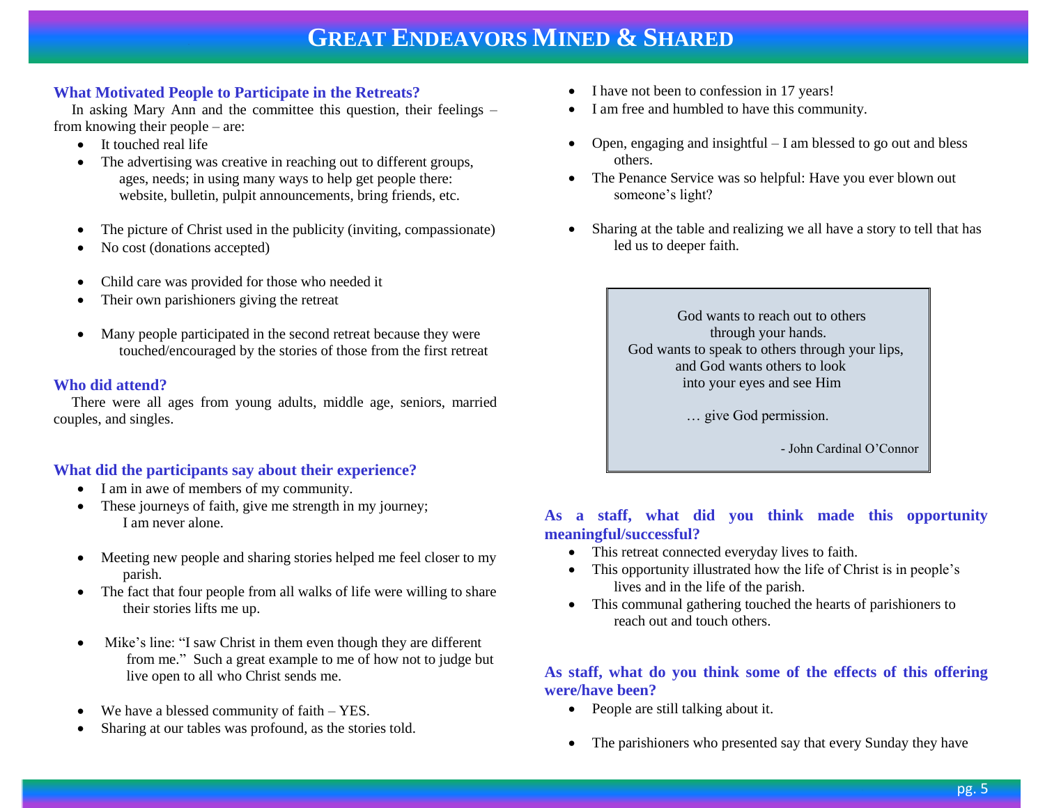# Great Endeavors Mined & Shared

### What Motivated People to Participate in the Retreats?

In asking Mary Ann and the committee this question, their feelings – from knowing their people – are:

- It touched real life
- The advertising was creative in reaching out to different groups, ages, needs; in using many ways to help get people there: website, bulletin, pulpit announcements, bring friends, etc.
- The picture of Christ used in the publicity (inviting, compassionate)
- No cost (donations accepted)
- Child care was provided for those who needed it
- Their own parishioners giving the retreat
- Many people participated in the second retreat because they were touched/encouraged by the stories of those from the first retreat

### Who did attend?

There were all ages from young adults, middle age, seniors, married couples, and singles.

### What did the participants say about their experience?

- I am in awe of members of my community.
- These journeys of faith, give me strength in my journey; I am never alone.
- Meeting new people and sharing stories helped me feel closer to my parish.
- The fact that four people from all walks of life were willing to share their stories lifts me up.
- Mike's line: "I saw Christ in them even though they are different from me." Such a great example to me of how not to judge but live open to all who Christ sends me.
- We have a blessed community of faith – YES.
- Sharing at our tables was profound, as the stories told.
- I have not been to confession in 17 years!
- I am free and humbled to have this community.
- Open, engaging and insightful – I am blessed to go out and bless others.
- The Penance Service was so helpful: Have you ever blown out someone's light?
- Sharing at the table and realizing we all have a story to tell that has led us to deeper faith.

> God wants to reach out to others
> through your hands.
> God wants to speak to others through your lips,
> and God wants others to look
> into your eyes and see Him
>
> … give God permission.
>
> - John Cardinal O'Connor

### As a staff, what did you think made this opportunity meaningful/successful?

- This retreat connected everyday lives to faith.
- This opportunity illustrated how the life of Christ is in people's lives and in the life of the parish.
- This communal gathering touched the hearts of parishioners to reach out and touch others.

### As staff, what do you think some of the effects of this offering were/have been?

- People are still talking about it.
- The parishioners who presented say that every Sunday they have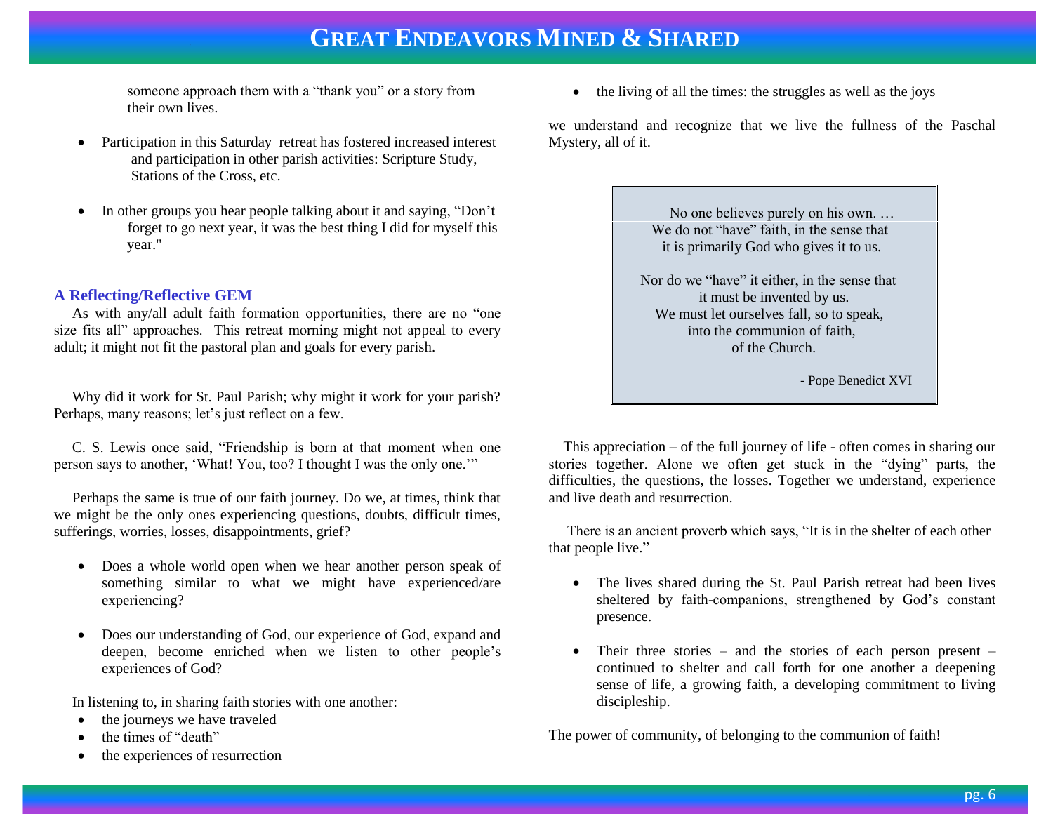someone approach them with a "thank you" or a story from their own lives.

- Participation in this Saturday retreat has fostered increased interest and participation in other parish activities: Scripture Study, Stations of the Cross, etc.
- In other groups you hear people talking about it and saying, "Don't forget to go next year, it was the best thing I did for myself this year."

### A Reflecting/Reflective GEM

As with any/all adult faith formation opportunities, there are no "one size fits all" approaches. This retreat morning might not appeal to every adult; it might not fit the pastoral plan and goals for every parish.

Why did it work for St. Paul Parish; why might it work for your parish? Perhaps, many reasons; let's just reflect on a few.

C. S. Lewis once said, "Friendship is born at that moment when one person says to another, 'What! You, too? I thought I was the only one.'"

Perhaps the same is true of our faith journey. Do we, at times, think that we might be the only ones experiencing questions, doubts, difficult times, sufferings, worries, losses, disappointments, grief?

- Does a whole world open when we hear another person speak of something similar to what we might have experienced/are experiencing?
- Does our understanding of God, our experience of God, expand and deepen, become enriched when we listen to other people's experiences of God?

In listening to, in sharing faith stories with one another:

- the journeys we have traveled
- the times of "death"
- the experiences of resurrection
- the living of all the times: the struggles as well as the joys

we understand and recognize that we live the fullness of the Paschal Mystery, all of it.

> No one believes purely on his own. …
> We do not "have" faith, in the sense that
> it is primarily God who gives it to us.
>
> Nor do we "have" it either, in the sense that
> it must be invented by us.
> We must let ourselves fall, so to speak,
> into the communion of faith,
> of the Church.
>
> \- Pope Benedict XVI

This appreciation – of the full journey of life - often comes in sharing our stories together. Alone we often get stuck in the "dying" parts, the difficulties, the questions, the losses. Together we understand, experience and live death and resurrection.

There is an ancient proverb which says, "It is in the shelter of each other that people live."

- The lives shared during the St. Paul Parish retreat had been lives sheltered by faith-companions, strengthened by God's constant presence.
- Their three stories – and the stories of each person present – continued to shelter and call forth for one another a deepening sense of life, a growing faith, a developing commitment to living discipleship.

The power of community, of belonging to the communion of faith!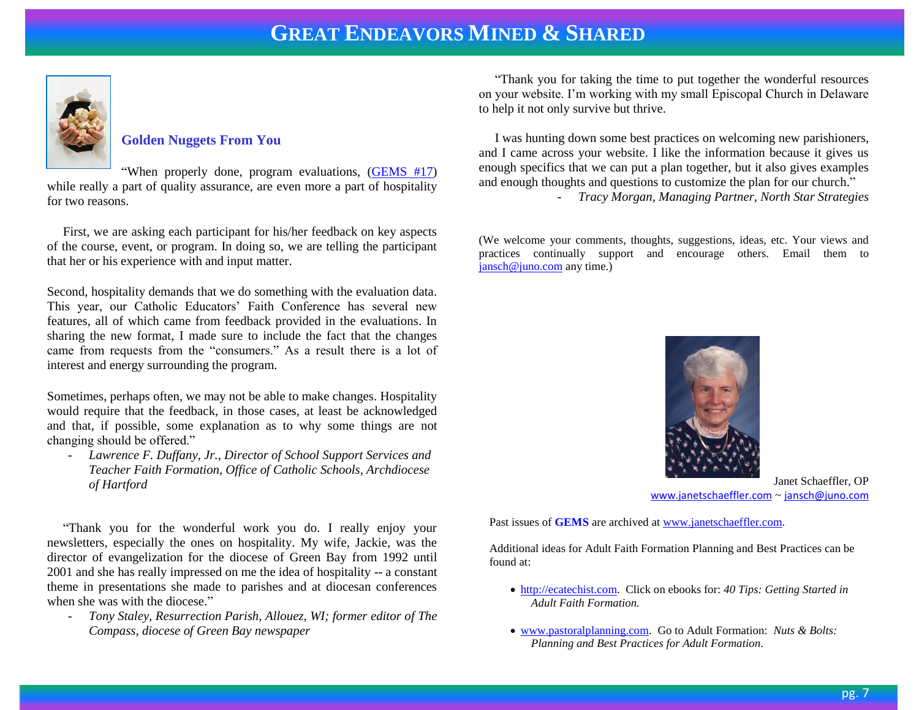# GREAT ENDEAVORS MINED & SHARED

## Golden Nuggets From You

"When properly done, program evaluations, (GEMS #17) while really a part of quality assurance, are even more a part of hospitality for two reasons.

First, we are asking each participant for his/her feedback on key aspects of the course, event, or program. In doing so, we are telling the participant that her or his experience with and input matter.

Second, hospitality demands that we do something with the evaluation data. This year, our Catholic Educators' Faith Conference has several new features, all of which came from feedback provided in the evaluations. In sharing the new format, I made sure to include the fact that the changes came from requests from the "consumers." As a result there is a lot of interest and energy surrounding the program.

Sometimes, perhaps often, we may not be able to make changes. Hospitality would require that the feedback, in those cases, at least be acknowledged and that, if possible, some explanation as to why some things are not changing should be offered."

- *Lawrence F. Duffany, Jr., Director of School Support Services and Teacher Faith Formation, Office of Catholic Schools, Archdiocese of Hartford*

"Thank you for the wonderful work you do. I really enjoy your newsletters, especially the ones on hospitality. My wife, Jackie, was the director of evangelization for the diocese of Green Bay from 1992 until 2001 and she has really impressed on me the idea of hospitality -- a constant theme in presentations she made to parishes and at diocesan conferences when she was with the diocese."

- *Tony Staley, Resurrection Parish, Allouez, WI; former editor of The Compass, diocese of Green Bay newspaper*

"Thank you for taking the time to put together the wonderful resources on your website. I'm working with my small Episcopal Church in Delaware to help it not only survive but thrive.

I was hunting down some best practices on welcoming new parishioners, and I came across your website. I like the information because it gives us enough specifics that we can put a plan together, but it also gives examples and enough thoughts and questions to customize the plan for our church."

- *Tracy Morgan, Managing Partner, North Star Strategies*

(We welcome your comments, thoughts, suggestions, ideas, etc. Your views and practices continually support and encourage others. Email them to jansch@juno.com any time.)

Janet Schaeffler, OP
www.janetschaeffler.com ~ jansch@juno.com

Past issues of **GEMS** are archived at www.janetschaeffler.com.

Additional ideas for Adult Faith Formation Planning and Best Practices can be found at:

- http://ecatechist.com. Click on ebooks for: *40 Tips: Getting Started in Adult Faith Formation.*
- www.pastoralplanning.com. Go to Adult Formation: *Nuts & Bolts: Planning and Best Practices for Adult Formation*.